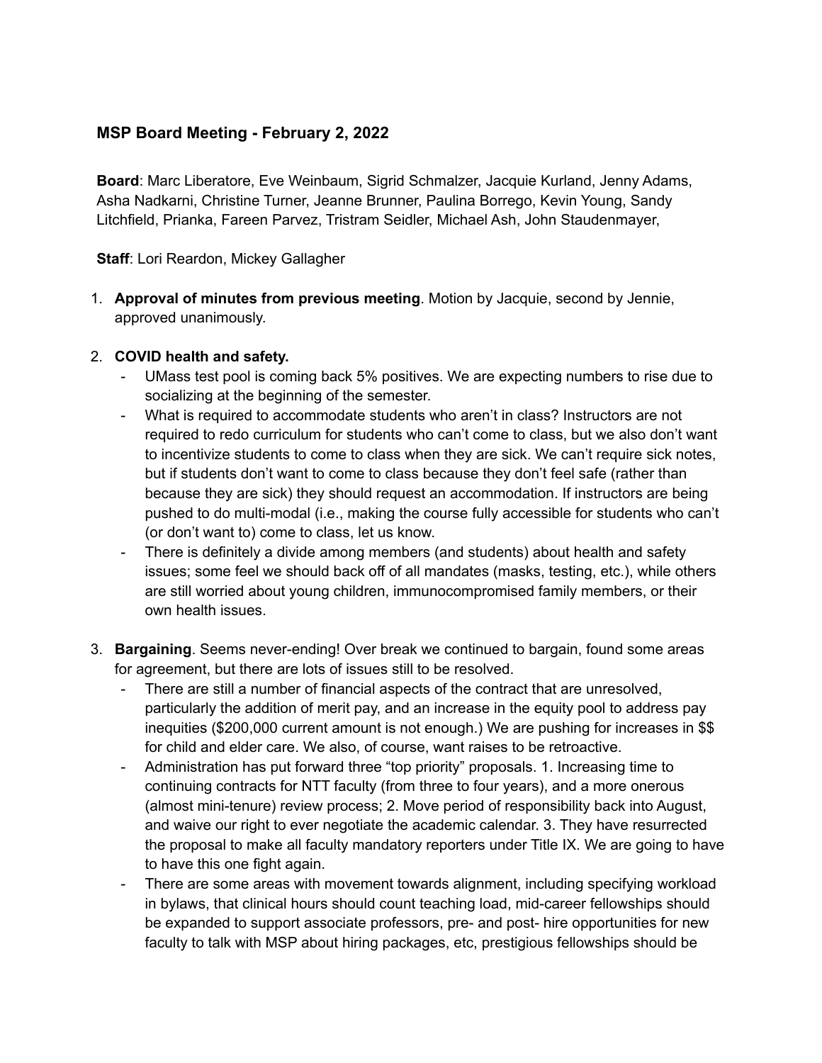## MSP Board Meeting - February 2, 2022

**Board**: Marc Liberatore, Eve Weinbaum, Sigrid Schmalzer, Jacquie Kurland, Jenny Adams, Asha Nadkarni, Christine Turner, Jeanne Brunner, Paulina Borrego, Kevin Young, Sandy Litchfield, Prianka, Fareen Parvez, Tristram Seidler, Michael Ash, John Staudenmayer,

**Staff**: Lori Reardon, Mickey Gallagher

1. **Approval of minutes from previous meeting**. Motion by Jacquie, second by Jennie, approved unanimously.

2. **COVID health and safety.**
   - UMass test pool is coming back 5% positives. We are expecting numbers to rise due to socializing at the beginning of the semester.
   - What is required to accommodate students who aren't in class? Instructors are not required to redo curriculum for students who can't come to class, but we also don't want to incentivize students to come to class when they are sick. We can't require sick notes, but if students don't want to come to class because they don't feel safe (rather than because they are sick) they should request an accommodation. If instructors are being pushed to do multi-modal (i.e., making the course fully accessible for students who can't (or don't want to) come to class, let us know.
   - There is definitely a divide among members (and students) about health and safety issues; some feel we should back off of all mandates (masks, testing, etc.), while others are still worried about young children, immunocompromised family members, or their own health issues.

3. **Bargaining**. Seems never-ending! Over break we continued to bargain, found some areas for agreement, but there are lots of issues still to be resolved.
   - There are still a number of financial aspects of the contract that are unresolved, particularly the addition of merit pay, and an increase in the equity pool to address pay inequities ($200,000 current amount is not enough.) We are pushing for increases in $$ for child and elder care. We also, of course, want raises to be retroactive.
   - Administration has put forward three "top priority" proposals. 1. Increasing time to continuing contracts for NTT faculty (from three to four years), and a more onerous (almost mini-tenure) review process; 2. Move period of responsibility back into August, and waive our right to ever negotiate the academic calendar. 3. They have resurrected the proposal to make all faculty mandatory reporters under Title IX. We are going to have to have this one fight again.
   - There are some areas with movement towards alignment, including specifying workload in bylaws, that clinical hours should count teaching load, mid-career fellowships should be expanded to support associate professors, pre- and post- hire opportunities for new faculty to talk with MSP about hiring packages, etc, prestigious fellowships should be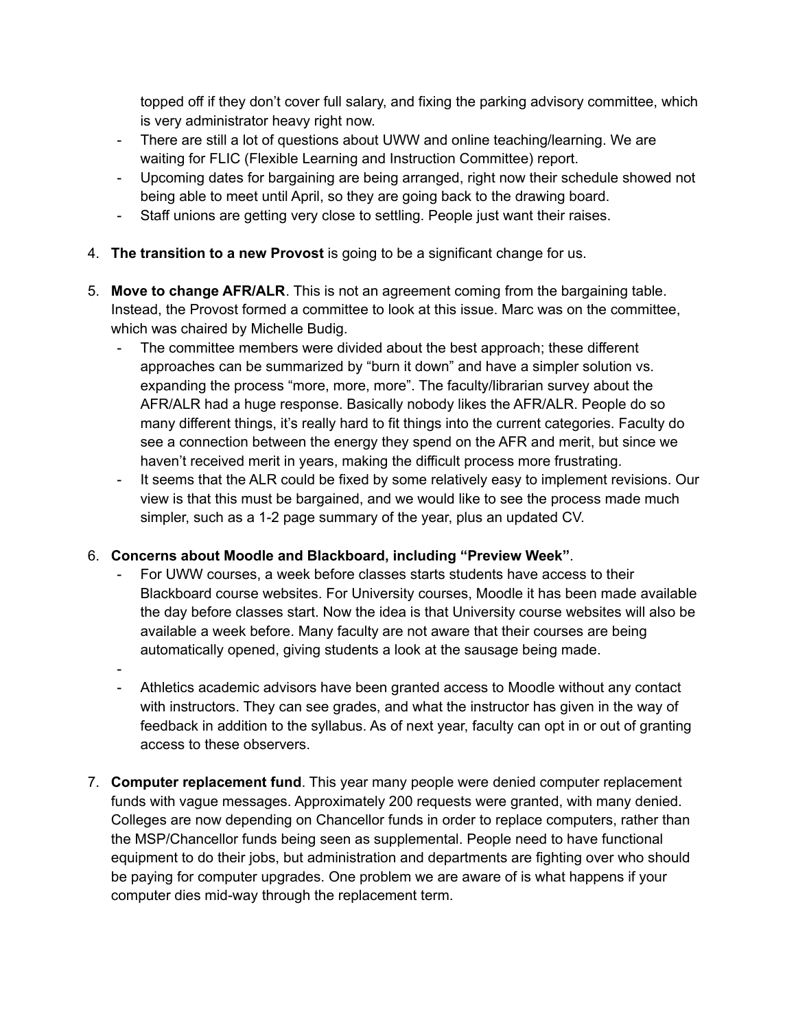topped off if they don't cover full salary, and fixing the parking advisory committee, which is very administrator heavy right now.

- There are still a lot of questions about UWW and online teaching/learning. We are waiting for FLIC (Flexible Learning and Instruction Committee) report.
- Upcoming dates for bargaining are being arranged, right now their schedule showed not being able to meet until April, so they are going back to the drawing board.
- Staff unions are getting very close to settling. People just want their raises.

4. **The transition to a new Provost** is going to be a significant change for us.

5. **Move to change AFR/ALR**. This is not an agreement coming from the bargaining table. Instead, the Provost formed a committee to look at this issue. Marc was on the committee, which was chaired by Michelle Budig.
   - The committee members were divided about the best approach; these different approaches can be summarized by "burn it down" and have a simpler solution vs. expanding the process "more, more, more". The faculty/librarian survey about the AFR/ALR had a huge response. Basically nobody likes the AFR/ALR. People do so many different things, it's really hard to fit things into the current categories. Faculty do see a connection between the energy they spend on the AFR and merit, but since we haven't received merit in years, making the difficult process more frustrating.
   - It seems that the ALR could be fixed by some relatively easy to implement revisions. Our view is that this must be bargained, and we would like to see the process made much simpler, such as a 1-2 page summary of the year, plus an updated CV.

6. **Concerns about Moodle and Blackboard, including "Preview Week"**.
   - For UWW courses, a week before classes starts students have access to their Blackboard course websites. For University courses, Moodle it has been made available the day before classes start. Now the idea is that University course websites will also be available a week before. Many faculty are not aware that their courses are being automatically opened, giving students a look at the sausage being made.
   - 
   - Athletics academic advisors have been granted access to Moodle without any contact with instructors. They can see grades, and what the instructor has given in the way of feedback in addition to the syllabus. As of next year, faculty can opt in or out of granting access to these observers.

7. **Computer replacement fund**. This year many people were denied computer replacement funds with vague messages. Approximately 200 requests were granted, with many denied. Colleges are now depending on Chancellor funds in order to replace computers, rather than the MSP/Chancellor funds being seen as supplemental. People need to have functional equipment to do their jobs, but administration and departments are fighting over who should be paying for computer upgrades. One problem we are aware of is what happens if your computer dies mid-way through the replacement term.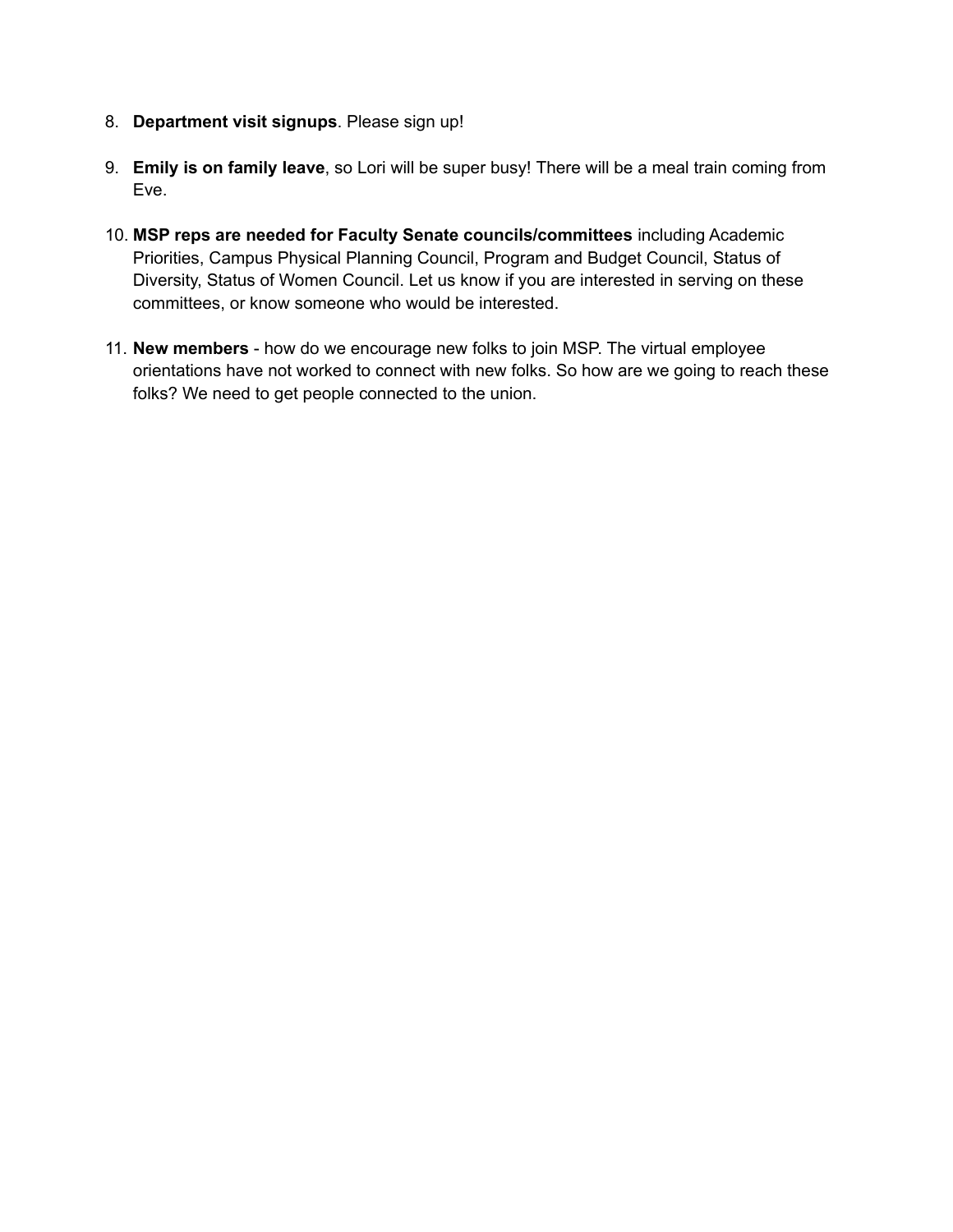8. **Department visit signups**. Please sign up!

9. **Emily is on family leave**, so Lori will be super busy! There will be a meal train coming from Eve.

10. **MSP reps are needed for Faculty Senate councils/committees** including Academic Priorities, Campus Physical Planning Council, Program and Budget Council, Status of Diversity, Status of Women Council. Let us know if you are interested in serving on these committees, or know someone who would be interested.

11. **New members** - how do we encourage new folks to join MSP. The virtual employee orientations have not worked to connect with new folks. So how are we going to reach these folks? We need to get people connected to the union.